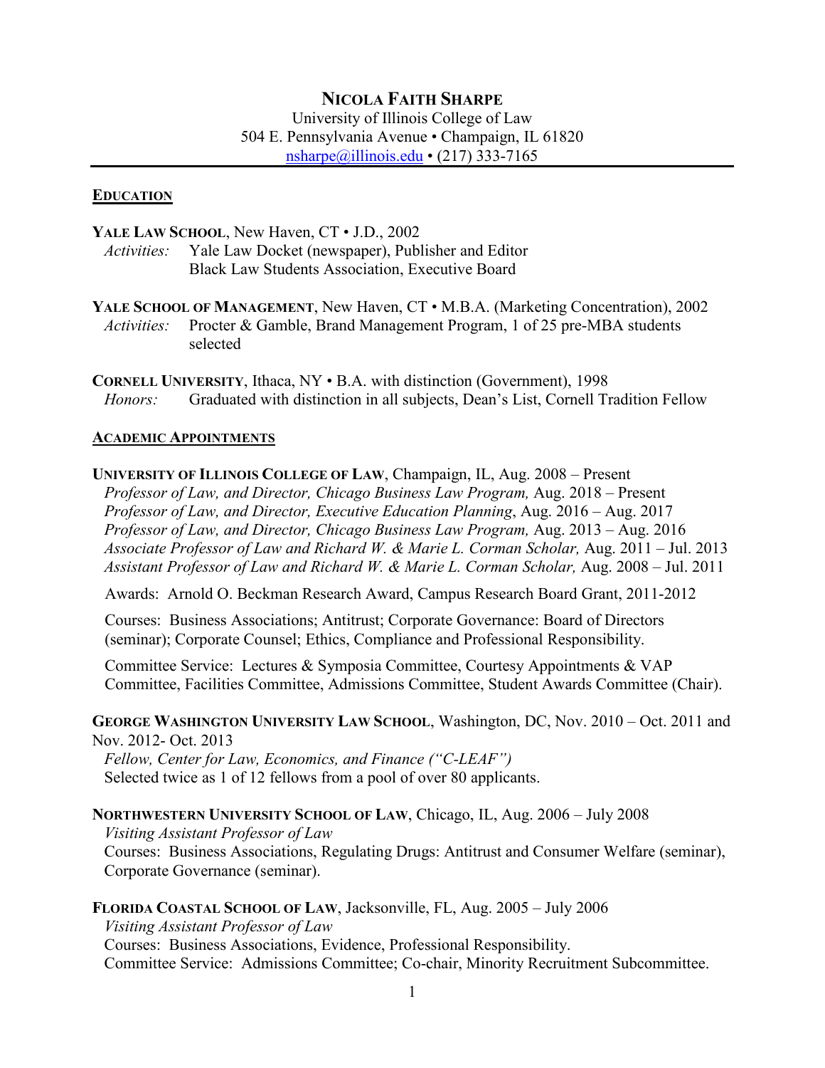# NICOLA FAITH SHARPE

University of Illinois College of Law
504 E. Pennsylvania Avenue • Champaign, IL 61820
nsharpe@illinois.edu • (217) 333-7165

## EDUCATION

**YALE LAW SCHOOL**, New Haven, CT • J.D., 2002
*Activities:* Yale Law Docket (newspaper), Publisher and Editor
Black Law Students Association, Executive Board

**YALE SCHOOL OF MANAGEMENT**, New Haven, CT • M.B.A. (Marketing Concentration), 2002
*Activities:* Procter & Gamble, Brand Management Program, 1 of 25 pre-MBA students selected

**CORNELL UNIVERSITY**, Ithaca, NY • B.A. with distinction (Government), 1998
*Honors:* Graduated with distinction in all subjects, Dean's List, Cornell Tradition Fellow

## ACADEMIC APPOINTMENTS

**UNIVERSITY OF ILLINOIS COLLEGE OF LAW**, Champaign, IL, Aug. 2008 – Present
*Professor of Law, and Director, Chicago Business Law Program,* Aug. 2018 – Present
*Professor of Law, and Director, Executive Education Planning*, Aug. 2016 – Aug. 2017
*Professor of Law, and Director, Chicago Business Law Program,* Aug. 2013 – Aug. 2016
*Associate Professor of Law and Richard W. & Marie L. Corman Scholar,* Aug. 2011 – Jul. 2013
*Assistant Professor of Law and Richard W. & Marie L. Corman Scholar,* Aug. 2008 – Jul. 2011

Awards: Arnold O. Beckman Research Award, Campus Research Board Grant, 2011-2012

Courses: Business Associations; Antitrust; Corporate Governance: Board of Directors (seminar); Corporate Counsel; Ethics, Compliance and Professional Responsibility.

Committee Service: Lectures & Symposia Committee, Courtesy Appointments & VAP Committee, Facilities Committee, Admissions Committee, Student Awards Committee (Chair).

**GEORGE WASHINGTON UNIVERSITY LAW SCHOOL**, Washington, DC, Nov. 2010 – Oct. 2011 and Nov. 2012- Oct. 2013
*Fellow, Center for Law, Economics, and Finance ("C-LEAF")*
Selected twice as 1 of 12 fellows from a pool of over 80 applicants.

**NORTHWESTERN UNIVERSITY SCHOOL OF LAW**, Chicago, IL, Aug. 2006 – July 2008
*Visiting Assistant Professor of Law*
Courses: Business Associations, Regulating Drugs: Antitrust and Consumer Welfare (seminar), Corporate Governance (seminar).

**FLORIDA COASTAL SCHOOL OF LAW**, Jacksonville, FL, Aug. 2005 – July 2006
*Visiting Assistant Professor of Law*
Courses: Business Associations, Evidence, Professional Responsibility.
Committee Service: Admissions Committee; Co-chair, Minority Recruitment Subcommittee.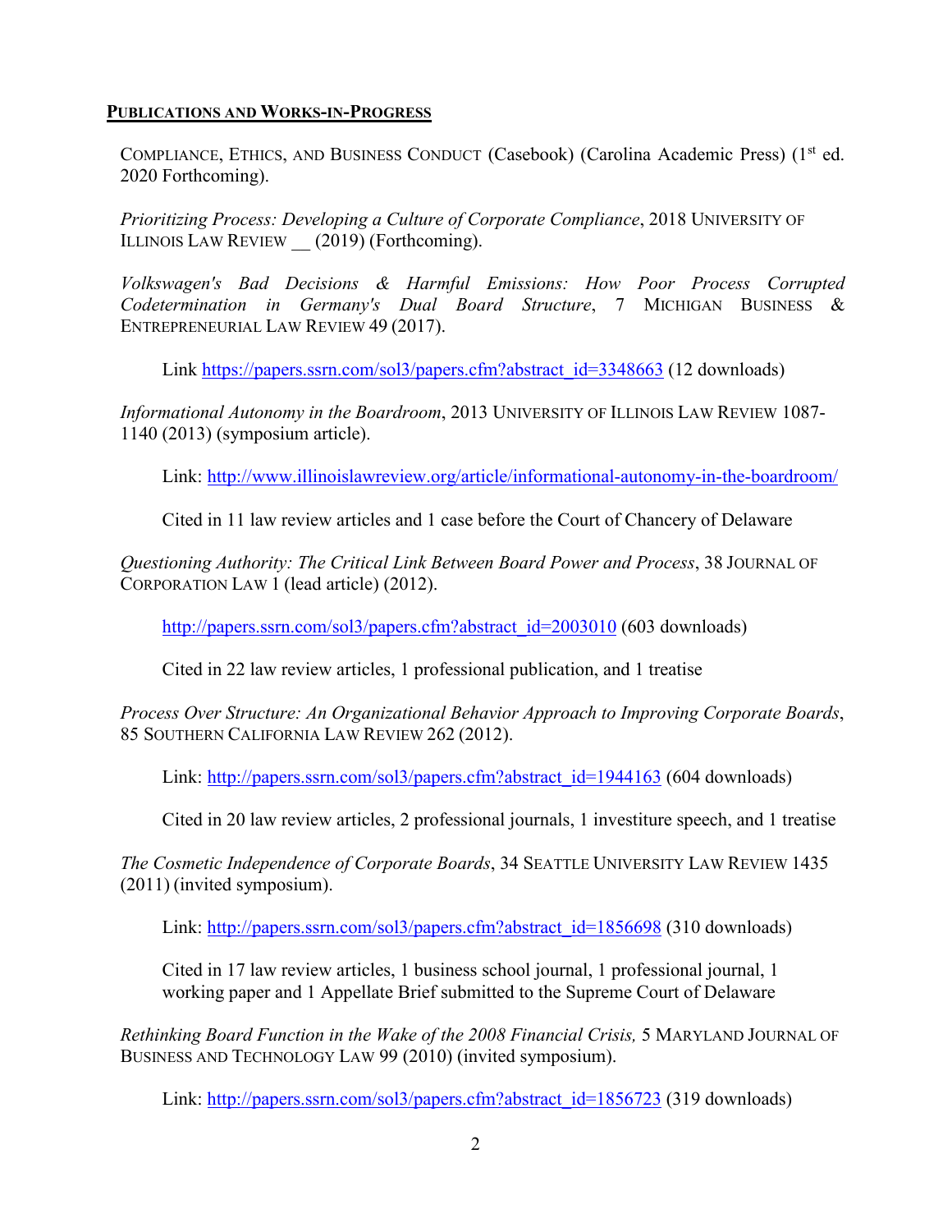**PUBLICATIONS AND WORKS-IN-PROGRESS**

COMPLIANCE, ETHICS, AND BUSINESS CONDUCT (Casebook) (Carolina Academic Press) (1st ed. 2020 Forthcoming).

*Prioritizing Process: Developing a Culture of Corporate Compliance*, 2018 UNIVERSITY OF ILLINOIS LAW REVIEW __ (2019) (Forthcoming).

*Volkswagen's Bad Decisions & Harmful Emissions: How Poor Process Corrupted Codetermination in Germany's Dual Board Structure*, 7 MICHIGAN BUSINESS & ENTREPRENEURIAL LAW REVIEW 49 (2017).

Link https://papers.ssrn.com/sol3/papers.cfm?abstract_id=3348663 (12 downloads)

*Informational Autonomy in the Boardroom*, 2013 UNIVERSITY OF ILLINOIS LAW REVIEW 1087-1140 (2013) (symposium article).

Link: http://www.illinoislawreview.org/article/informational-autonomy-in-the-boardroom/

Cited in 11 law review articles and 1 case before the Court of Chancery of Delaware

*Questioning Authority: The Critical Link Between Board Power and Process*, 38 JOURNAL OF CORPORATION LAW 1 (lead article) (2012).

http://papers.ssrn.com/sol3/papers.cfm?abstract_id=2003010 (603 downloads)

Cited in 22 law review articles, 1 professional publication, and 1 treatise

*Process Over Structure: An Organizational Behavior Approach to Improving Corporate Boards*, 85 SOUTHERN CALIFORNIA LAW REVIEW 262 (2012).

Link: http://papers.ssrn.com/sol3/papers.cfm?abstract_id=1944163 (604 downloads)

Cited in 20 law review articles, 2 professional journals, 1 investiture speech, and 1 treatise

*The Cosmetic Independence of Corporate Boards*, 34 SEATTLE UNIVERSITY LAW REVIEW 1435 (2011) (invited symposium).

Link: http://papers.ssrn.com/sol3/papers.cfm?abstract_id=1856698 (310 downloads)

Cited in 17 law review articles, 1 business school journal, 1 professional journal, 1 working paper and 1 Appellate Brief submitted to the Supreme Court of Delaware

*Rethinking Board Function in the Wake of the 2008 Financial Crisis,* 5 MARYLAND JOURNAL OF BUSINESS AND TECHNOLOGY LAW 99 (2010) (invited symposium).

Link: http://papers.ssrn.com/sol3/papers.cfm?abstract_id=1856723 (319 downloads)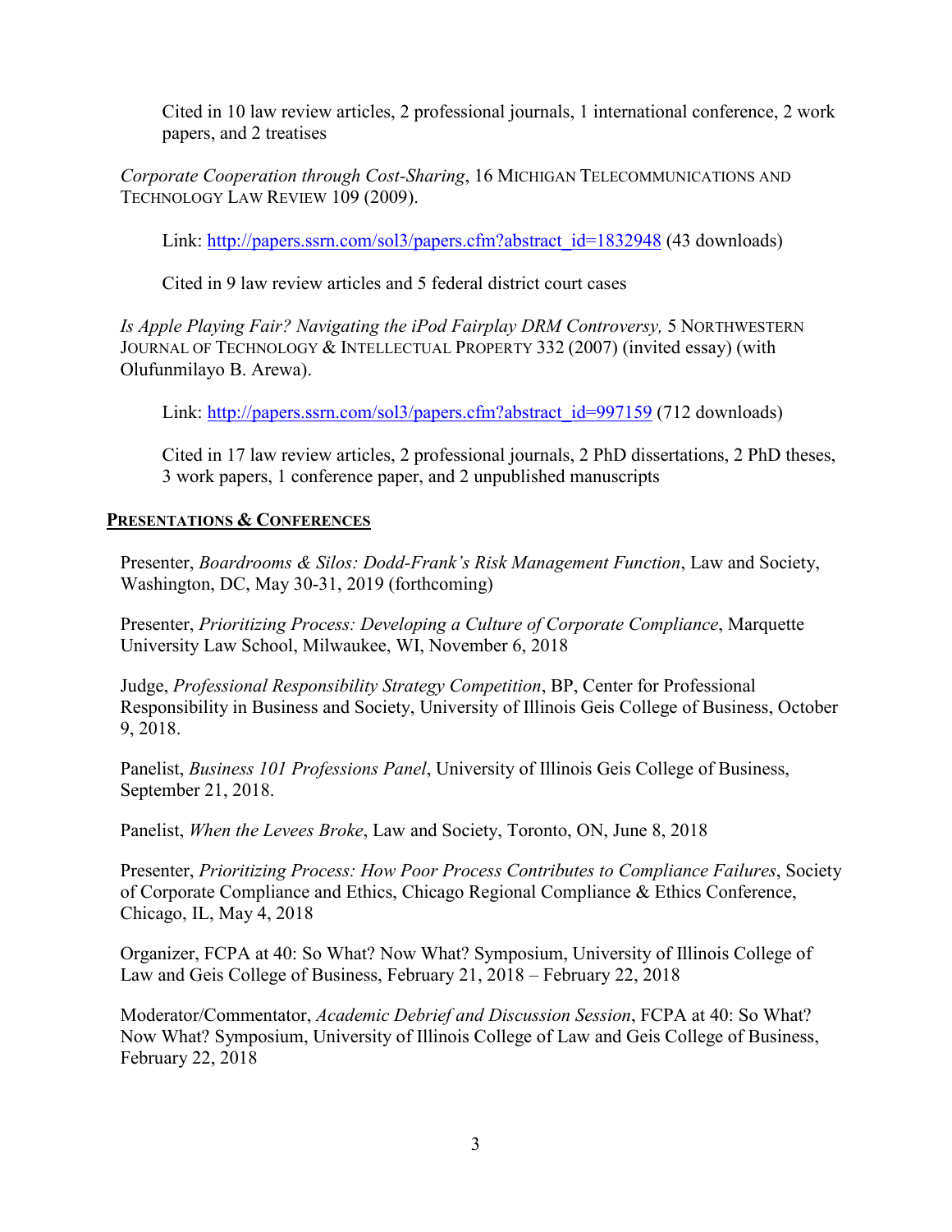Cited in 10 law review articles, 2 professional journals, 1 international conference, 2 work papers, and 2 treatises

*Corporate Cooperation through Cost-Sharing*, 16 MICHIGAN TELECOMMUNICATIONS AND TECHNOLOGY LAW REVIEW 109 (2009).

Link: http://papers.ssrn.com/sol3/papers.cfm?abstract_id=1832948 (43 downloads)

Cited in 9 law review articles and 5 federal district court cases

*Is Apple Playing Fair? Navigating the iPod Fairplay DRM Controversy,* 5 NORTHWESTERN JOURNAL OF TECHNOLOGY & INTELLECTUAL PROPERTY 332 (2007) (invited essay) (with Olufunmilayo B. Arewa).

Link: http://papers.ssrn.com/sol3/papers.cfm?abstract_id=997159 (712 downloads)

Cited in 17 law review articles, 2 professional journals, 2 PhD dissertations, 2 PhD theses, 3 work papers, 1 conference paper, and 2 unpublished manuscripts

## PRESENTATIONS & CONFERENCES

Presenter, *Boardrooms & Silos: Dodd-Frank's Risk Management Function*, Law and Society, Washington, DC, May 30-31, 2019 (forthcoming)

Presenter, *Prioritizing Process: Developing a Culture of Corporate Compliance*, Marquette University Law School, Milwaukee, WI, November 6, 2018

Judge, *Professional Responsibility Strategy Competition*, BP, Center for Professional Responsibility in Business and Society, University of Illinois Geis College of Business, October 9, 2018.

Panelist, *Business 101 Professions Panel*, University of Illinois Geis College of Business, September 21, 2018.

Panelist, *When the Levees Broke*, Law and Society, Toronto, ON, June 8, 2018

Presenter, *Prioritizing Process: How Poor Process Contributes to Compliance Failures*, Society of Corporate Compliance and Ethics, Chicago Regional Compliance & Ethics Conference, Chicago, IL, May 4, 2018

Organizer, FCPA at 40: So What? Now What? Symposium, University of Illinois College of Law and Geis College of Business, February 21, 2018 – February 22, 2018

Moderator/Commentator, *Academic Debrief and Discussion Session*, FCPA at 40: So What? Now What? Symposium, University of Illinois College of Law and Geis College of Business, February 22, 2018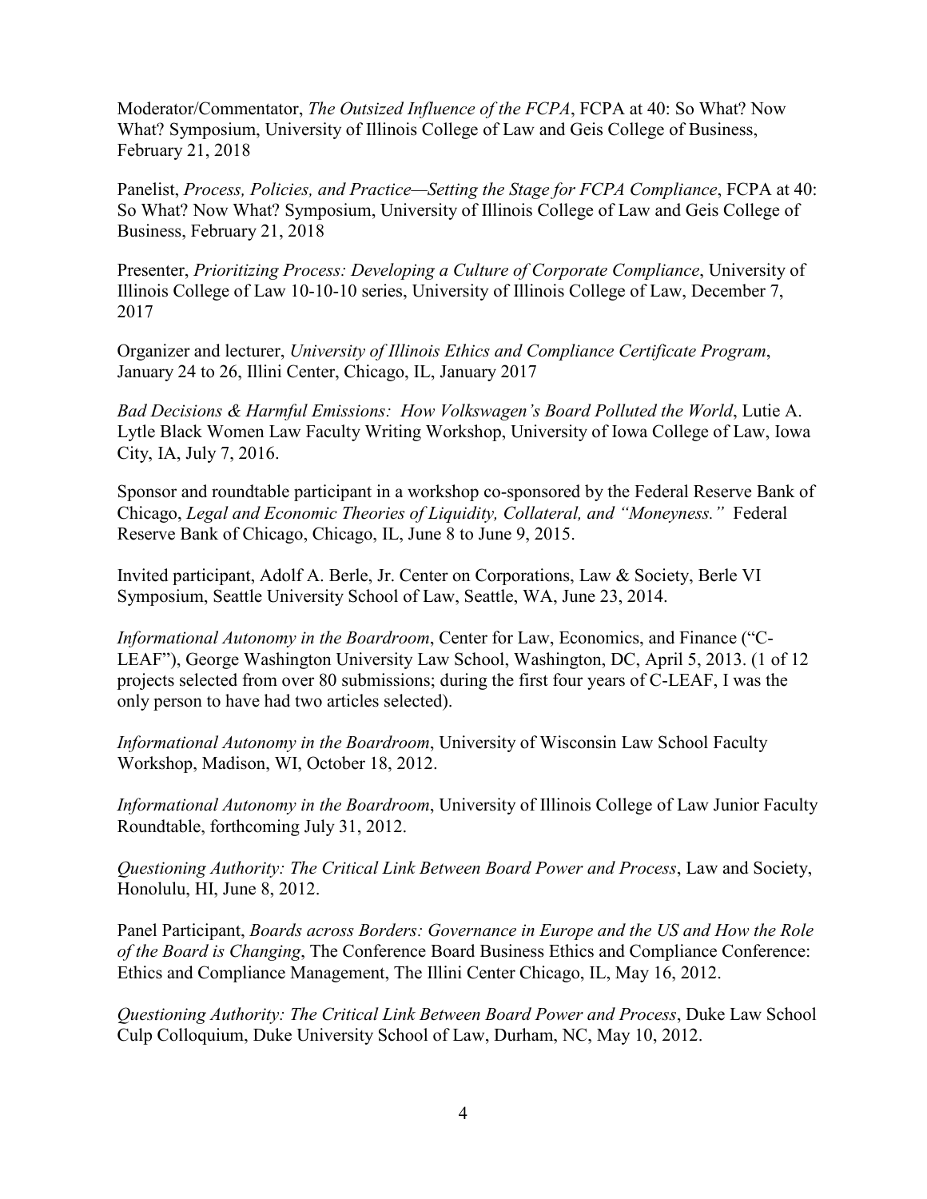Moderator/Commentator, *The Outsized Influence of the FCPA*, FCPA at 40: So What? Now What? Symposium, University of Illinois College of Law and Geis College of Business, February 21, 2018

Panelist, *Process, Policies, and Practice—Setting the Stage for FCPA Compliance*, FCPA at 40: So What? Now What? Symposium, University of Illinois College of Law and Geis College of Business, February 21, 2018

Presenter, *Prioritizing Process: Developing a Culture of Corporate Compliance*, University of Illinois College of Law 10-10-10 series, University of Illinois College of Law, December 7, 2017

Organizer and lecturer, *University of Illinois Ethics and Compliance Certificate Program*, January 24 to 26, Illini Center, Chicago, IL, January 2017

*Bad Decisions & Harmful Emissions: How Volkswagen's Board Polluted the World*, Lutie A. Lytle Black Women Law Faculty Writing Workshop, University of Iowa College of Law, Iowa City, IA, July 7, 2016.

Sponsor and roundtable participant in a workshop co-sponsored by the Federal Reserve Bank of Chicago, *Legal and Economic Theories of Liquidity, Collateral, and "Moneyness."* Federal Reserve Bank of Chicago, Chicago, IL, June 8 to June 9, 2015.

Invited participant, Adolf A. Berle, Jr. Center on Corporations, Law & Society, Berle VI Symposium, Seattle University School of Law, Seattle, WA, June 23, 2014.

*Informational Autonomy in the Boardroom*, Center for Law, Economics, and Finance ("C-LEAF"), George Washington University Law School, Washington, DC, April 5, 2013. (1 of 12 projects selected from over 80 submissions; during the first four years of C-LEAF, I was the only person to have had two articles selected).

*Informational Autonomy in the Boardroom*, University of Wisconsin Law School Faculty Workshop, Madison, WI, October 18, 2012.

*Informational Autonomy in the Boardroom*, University of Illinois College of Law Junior Faculty Roundtable, forthcoming July 31, 2012.

*Questioning Authority: The Critical Link Between Board Power and Process*, Law and Society, Honolulu, HI, June 8, 2012.

Panel Participant, *Boards across Borders: Governance in Europe and the US and How the Role of the Board is Changing*, The Conference Board Business Ethics and Compliance Conference: Ethics and Compliance Management, The Illini Center Chicago, IL, May 16, 2012.

*Questioning Authority: The Critical Link Between Board Power and Process*, Duke Law School Culp Colloquium, Duke University School of Law, Durham, NC, May 10, 2012.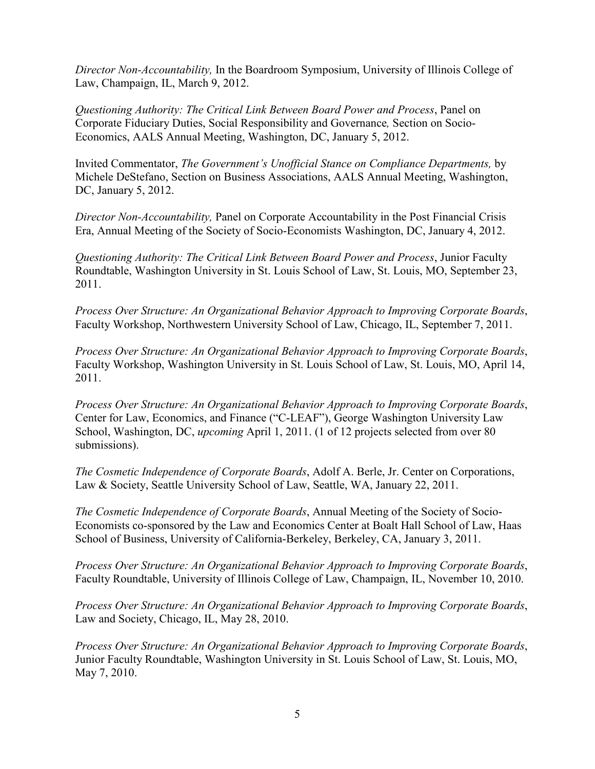*Director Non-Accountability,* In the Boardroom Symposium, University of Illinois College of Law, Champaign, IL, March 9, 2012.

*Questioning Authority: The Critical Link Between Board Power and Process*, Panel on Corporate Fiduciary Duties, Social Responsibility and Governance*,* Section on Socio-Economics, AALS Annual Meeting, Washington, DC, January 5, 2012.

Invited Commentator, *The Government's Unofficial Stance on Compliance Departments,* by Michele DeStefano, Section on Business Associations, AALS Annual Meeting, Washington, DC, January 5, 2012.

*Director Non-Accountability,* Panel on Corporate Accountability in the Post Financial Crisis Era, Annual Meeting of the Society of Socio-Economists Washington, DC, January 4, 2012.

*Questioning Authority: The Critical Link Between Board Power and Process*, Junior Faculty Roundtable, Washington University in St. Louis School of Law, St. Louis, MO, September 23, 2011.

*Process Over Structure: An Organizational Behavior Approach to Improving Corporate Boards*, Faculty Workshop, Northwestern University School of Law, Chicago, IL, September 7, 2011.

*Process Over Structure: An Organizational Behavior Approach to Improving Corporate Boards*, Faculty Workshop, Washington University in St. Louis School of Law, St. Louis, MO, April 14, 2011.

*Process Over Structure: An Organizational Behavior Approach to Improving Corporate Boards*, Center for Law, Economics, and Finance ("C-LEAF"), George Washington University Law School, Washington, DC, *upcoming* April 1, 2011. (1 of 12 projects selected from over 80 submissions).

*The Cosmetic Independence of Corporate Boards*, Adolf A. Berle, Jr. Center on Corporations, Law & Society, Seattle University School of Law, Seattle, WA, January 22, 2011.

*The Cosmetic Independence of Corporate Boards*, Annual Meeting of the Society of Socio-Economists co-sponsored by the Law and Economics Center at Boalt Hall School of Law, Haas School of Business, University of California-Berkeley, Berkeley, CA, January 3, 2011.

*Process Over Structure: An Organizational Behavior Approach to Improving Corporate Boards*, Faculty Roundtable, University of Illinois College of Law, Champaign, IL, November 10, 2010.

*Process Over Structure: An Organizational Behavior Approach to Improving Corporate Boards*, Law and Society, Chicago, IL, May 28, 2010.

*Process Over Structure: An Organizational Behavior Approach to Improving Corporate Boards*, Junior Faculty Roundtable, Washington University in St. Louis School of Law, St. Louis, MO, May 7, 2010.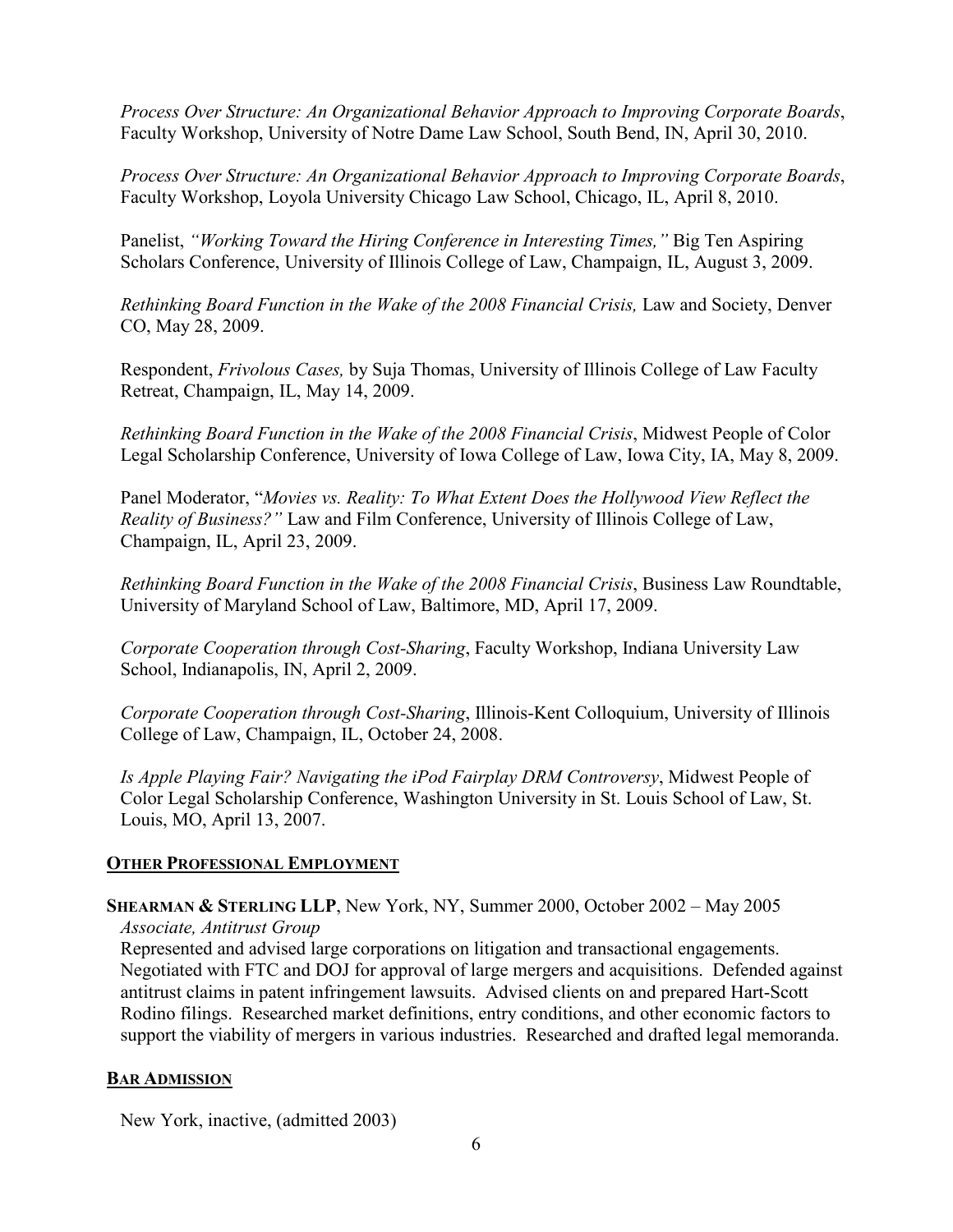*Process Over Structure: An Organizational Behavior Approach to Improving Corporate Boards*, Faculty Workshop, University of Notre Dame Law School, South Bend, IN, April 30, 2010.

*Process Over Structure: An Organizational Behavior Approach to Improving Corporate Boards*, Faculty Workshop, Loyola University Chicago Law School, Chicago, IL, April 8, 2010.

Panelist, *"Working Toward the Hiring Conference in Interesting Times,"* Big Ten Aspiring Scholars Conference, University of Illinois College of Law, Champaign, IL, August 3, 2009.

*Rethinking Board Function in the Wake of the 2008 Financial Crisis,* Law and Society, Denver CO, May 28, 2009.

Respondent, *Frivolous Cases,* by Suja Thomas, University of Illinois College of Law Faculty Retreat, Champaign, IL, May 14, 2009.

*Rethinking Board Function in the Wake of the 2008 Financial Crisis*, Midwest People of Color Legal Scholarship Conference, University of Iowa College of Law, Iowa City, IA, May 8, 2009.

Panel Moderator, "*Movies vs. Reality: To What Extent Does the Hollywood View Reflect the Reality of Business?"* Law and Film Conference, University of Illinois College of Law, Champaign, IL, April 23, 2009.

*Rethinking Board Function in the Wake of the 2008 Financial Crisis*, Business Law Roundtable, University of Maryland School of Law, Baltimore, MD, April 17, 2009.

*Corporate Cooperation through Cost-Sharing*, Faculty Workshop, Indiana University Law School, Indianapolis, IN, April 2, 2009.

*Corporate Cooperation through Cost-Sharing*, Illinois-Kent Colloquium, University of Illinois College of Law, Champaign, IL, October 24, 2008.

*Is Apple Playing Fair? Navigating the iPod Fairplay DRM Controversy*, Midwest People of Color Legal Scholarship Conference, Washington University in St. Louis School of Law, St. Louis, MO, April 13, 2007.

## OTHER PROFESSIONAL EMPLOYMENT

**SHEARMAN & STERLING LLP**, New York, NY, Summer 2000, October 2002 – May 2005
*Associate, Antitrust Group*
Represented and advised large corporations on litigation and transactional engagements. Negotiated with FTC and DOJ for approval of large mergers and acquisitions. Defended against antitrust claims in patent infringement lawsuits. Advised clients on and prepared Hart-Scott Rodino filings. Researched market definitions, entry conditions, and other economic factors to support the viability of mergers in various industries. Researched and drafted legal memoranda.

## BAR ADMISSION

New York, inactive, (admitted 2003)